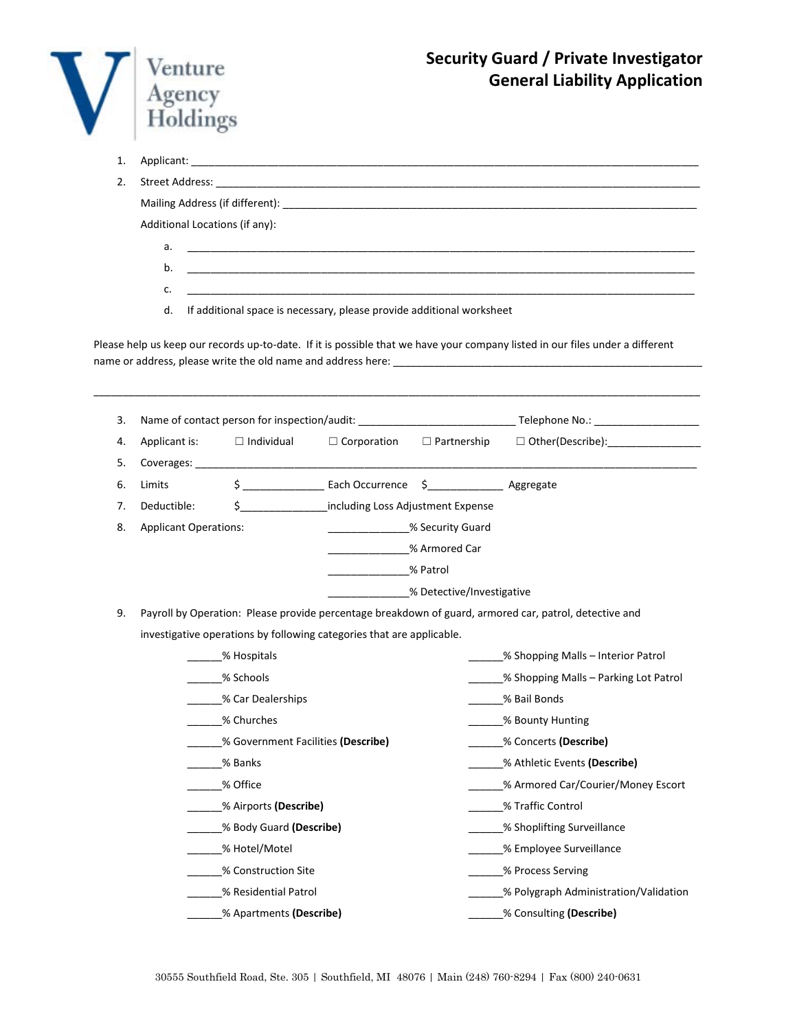Venture Agency Holdings

# Security Guard / Private Investigator General Liability Application

1. Applicant: ______________________________________________________________________________
2. Street Address: __________________________________________________________________________

   Mailing Address (if different): _____________________________________________________________

   Additional Locations (if any):

   a. ________________________________________________________________________________
   b. ________________________________________________________________________________
   c. ________________________________________________________________________________
   d. If additional space is necessary, please provide additional worksheet

Please help us keep our records up-to-date. If it is possible that we have your company listed in our files under a different name or address, please write the old name and address here: _____________________________________________

_____________________________________________________________________________________________

3. Name of contact person for inspection/audit: ________________________ Telephone No.: _________________
4. Applicant is: ☐ Individual ☐ Corporation ☐ Partnership ☐ Other(Describe):_______________
5. Coverages: _________________________________________________________________________________
6. Limits $ _____________ Each Occurrence $_____________ Aggregate
7. Deductible: $______________including Loss Adjustment Expense
8. Applicant Operations:
   - _____________% Security Guard
   - _____________% Armored Car
   - _____________% Patrol
   - _____________% Detective/Investigative
9. Payroll by Operation: Please provide percentage breakdown of guard, armored car, patrol, detective and investigative operations by following categories that are applicable.

   - ______% Hospitals
   - ______% Schools
   - ______% Car Dealerships
   - ______% Churches
   - ______% Government Facilities **(Describe)**
   - ______% Banks
   - ______% Office
   - ______% Airports **(Describe)**
   - ______% Body Guard **(Describe)**
   - ______% Hotel/Motel
   - ______% Construction Site
   - ______% Residential Patrol
   - ______% Apartments **(Describe)**
   - ______% Shopping Malls – Interior Patrol
   - ______% Shopping Malls – Parking Lot Patrol
   - ______% Bail Bonds
   - ______% Bounty Hunting
   - ______% Concerts **(Describe)**
   - ______% Athletic Events **(Describe)**
   - ______% Armored Car/Courier/Money Escort
   - ______% Traffic Control
   - ______% Shoplifting Surveillance
   - ______% Employee Surveillance
   - ______% Process Serving
   - ______% Polygraph Administration/Validation
   - ______% Consulting **(Describe)**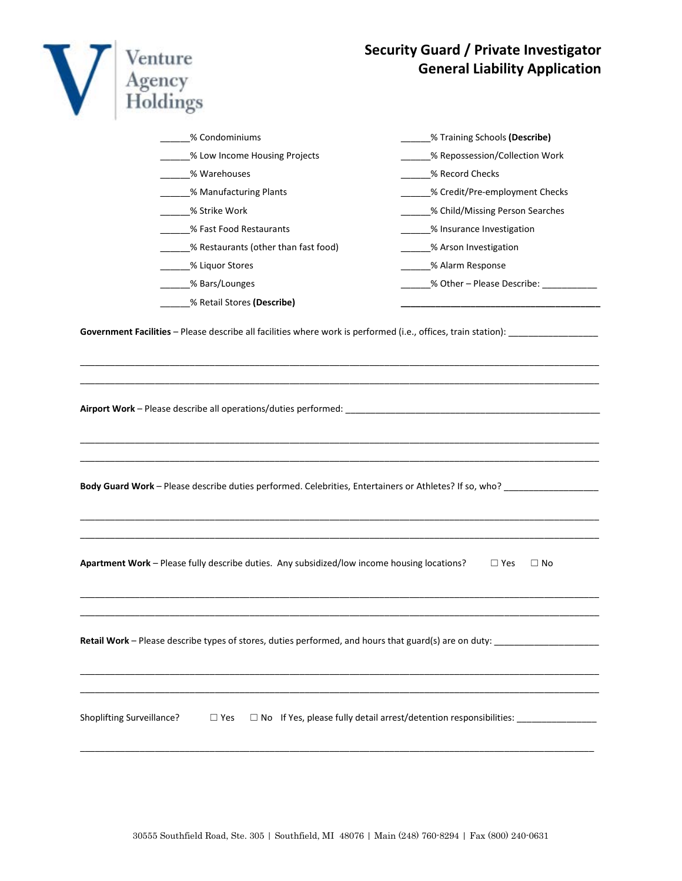# Security Guard / Private Investigator General Liability Application

______% Condominiums

______% Low Income Housing Projects

______% Warehouses

______% Manufacturing Plants

______% Strike Work

______% Fast Food Restaurants

______% Restaurants (other than fast food)

______% Liquor Stores

______% Bars/Lounges

______% Retail Stores **(Describe)**

______% Training Schools **(Describe)**

______% Repossession/Collection Work

______% Record Checks

______% Credit/Pre-employment Checks

______% Child/Missing Person Searches

______% Insurance Investigation

______% Arson Investigation

______% Alarm Response

______% Other – Please Describe: ___________

__________________________________________

**Government Facilities** – Please describe all facilities where work is performed (i.e., offices, train station): __________________

____________________________________________________________________________________________________

____________________________________________________________________________________________________

**Airport Work** – Please describe all operations/duties performed: ____________________________________________________

____________________________________________________________________________________________________

____________________________________________________________________________________________________

**Body Guard Work** – Please describe duties performed. Celebrities, Entertainers or Athletes? If so, who? ___________________

____________________________________________________________________________________________________

____________________________________________________________________________________________________

**Apartment Work** – Please fully describe duties. Any subsidized/low income housing locations? ☐ Yes ☐ No

____________________________________________________________________________________________________

____________________________________________________________________________________________________

**Retail Work** – Please describe types of stores, duties performed, and hours that guard(s) are on duty: _____________________

____________________________________________________________________________________________________

____________________________________________________________________________________________________

Shoplifting Surveillance? ☐ Yes ☐ No If Yes, please fully detail arrest/detention responsibilities: ________________

____________________________________________________________________________________________________

30555 Southfield Road, Ste. 305 | Southfield, MI 48076 | Main (248) 760-8294 | Fax (800) 240-0631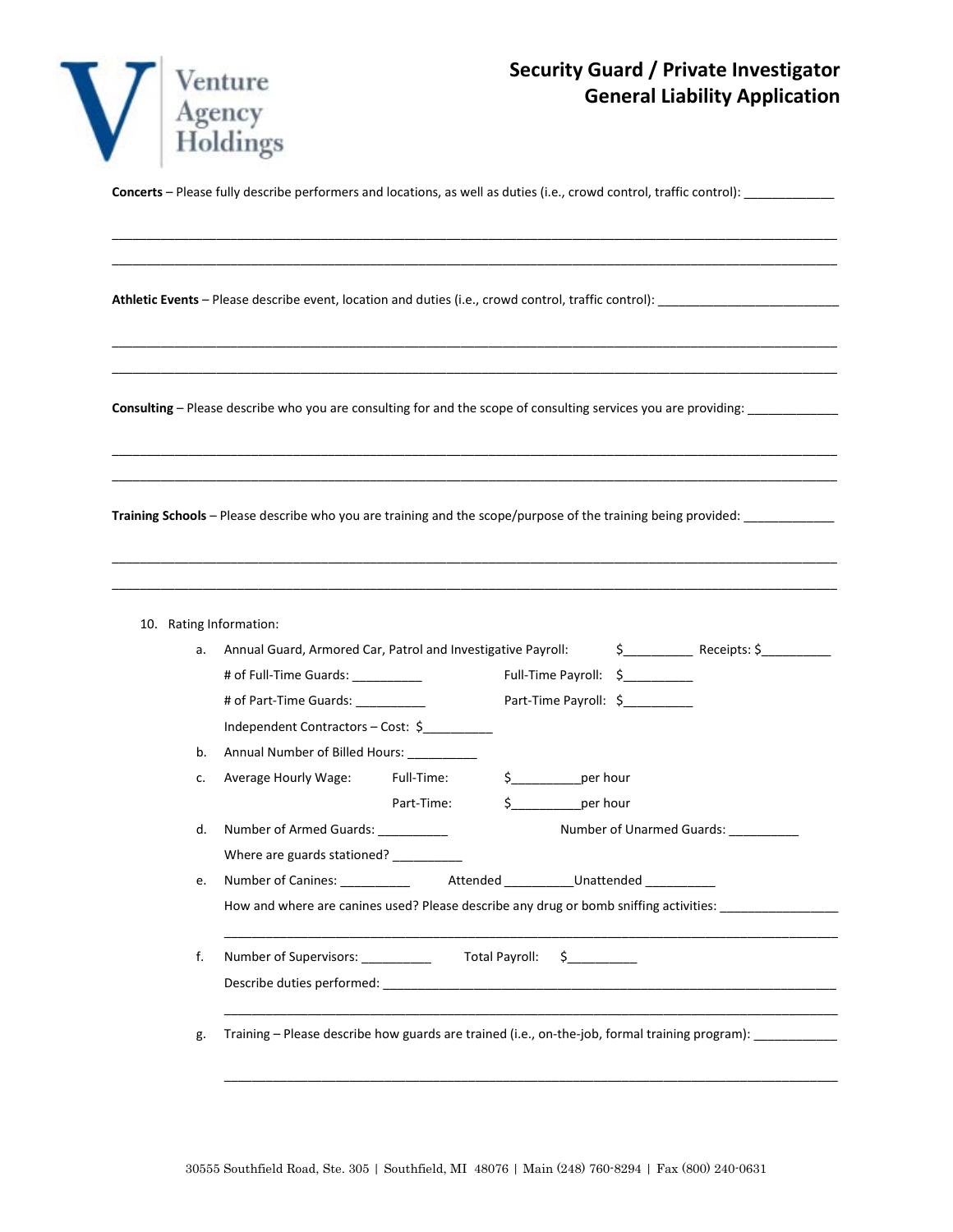# Security Guard / Private Investigator General Liability Application

Venture Agency Holdings

**Concerts** – Please fully describe performers and locations, as well as duties (i.e., crowd control, traffic control): _____________

_______________________________________________________________________________________________

_______________________________________________________________________________________________

**Athletic Events** – Please describe event, location and duties (i.e., crowd control, traffic control): __________________________

_______________________________________________________________________________________________

_______________________________________________________________________________________________

**Consulting** – Please describe who you are consulting for and the scope of consulting services you are providing: _____________

_______________________________________________________________________________________________

_______________________________________________________________________________________________

**Training Schools** – Please describe who you are training and the scope/purpose of the training being provided: _____________

_______________________________________________________________________________________________

_______________________________________________________________________________________________

10. Rating Information:

   a. Annual Guard, Armored Car, Patrol and Investigative Payroll: $__________ Receipts: $__________

      # of Full-Time Guards: __________ Full-Time Payroll: $__________

      # of Part-Time Guards: __________ Part-Time Payroll: $__________

      Independent Contractors – Cost: $__________

   b. Annual Number of Billed Hours: __________

   c. Average Hourly Wage: Full-Time: $__________per hour

      Part-Time: $__________per hour

   d. Number of Armed Guards: __________ Number of Unarmed Guards: __________

      Where are guards stationed? __________

   e. Number of Canines: __________ Attended __________Unattended __________

      How and where are canines used? Please describe any drug or bomb sniffing activities: ________________

      _______________________________________________________________________________________

   f. Number of Supervisors: __________ Total Payroll: $__________

      Describe duties performed: ______________________________________________________________

      _______________________________________________________________________________________

   g. Training – Please describe how guards are trained (i.e., on-the-job, formal training program): ___________

      _______________________________________________________________________________________

30555 Southfield Road, Ste. 305 | Southfield, MI 48076 | Main (248) 760-8294 | Fax (800) 240-0631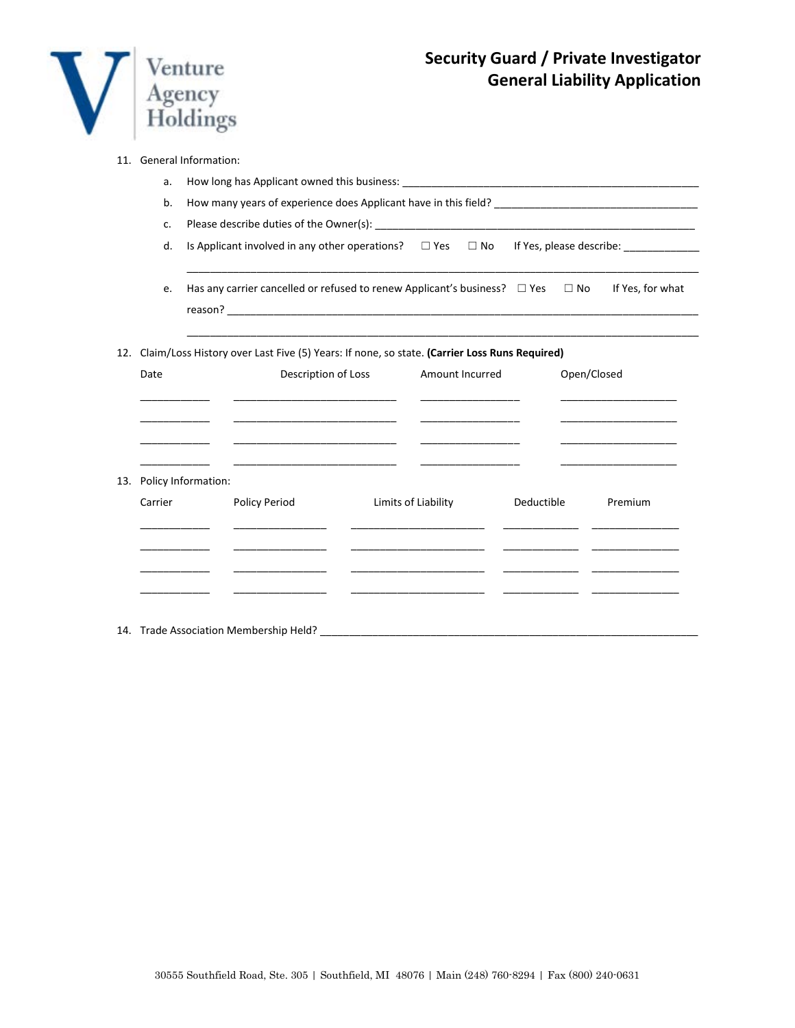# Security Guard / Private Investigator General Liability Application

11. General Information:

    a. How long has Applicant owned this business: ____________________________________________

    b. How many years of experience does Applicant have in this field? ______________________________

    c. Please describe duties of the Owner(s): ________________________________________________

    d. Is Applicant involved in any other operations? ☐ Yes ☐ No If Yes, please describe: ___________

    ___________________________________________________________________________________

    e. Has any carrier cancelled or refused to renew Applicant's business? ☐ Yes ☐ No If Yes, for what reason? ____________________________________________________________________

    ___________________________________________________________________________________

12. Claim/Loss History over Last Five (5) Years: If none, so state. **(Carrier Loss Runs Required)**

| Date | Description of Loss | Amount Incurred | Open/Closed |
|---|---|---|---|
| | | | |
| | | | |
| | | | |
| | | | |

13. Policy Information:

| Carrier | Policy Period | Limits of Liability | Deductible | Premium |
|---|---|---|---|---|
| | | | | |
| | | | | |
| | | | | |
| | | | | |

14. Trade Association Membership Held? ______________________________________________________

30555 Southfield Road, Ste. 305 | Southfield, MI 48076 | Main (248) 760-8294 | Fax (800) 240-0631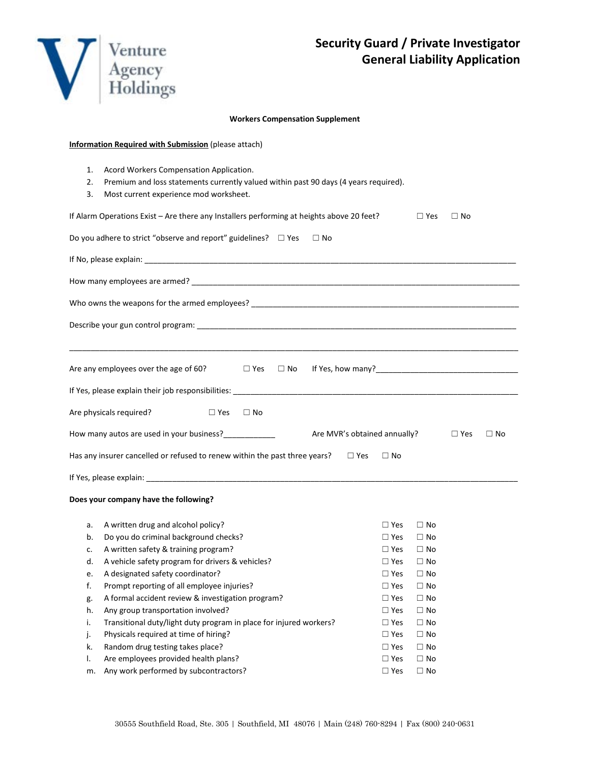# Security Guard / Private Investigator General Liability Application

**Workers Compensation Supplement**

**Information Required with Submission** (please attach)

1. Acord Workers Compensation Application.
2. Premium and loss statements currently valued within past 90 days (4 years required).
3. Most current experience mod worksheet.

If Alarm Operations Exist – Are there any Installers performing at heights above 20 feet? ☐ Yes ☐ No

Do you adhere to strict "observe and report" guidelines? ☐ Yes ☐ No

If No, please explain: ______________________________________________________________________________

How many employees are armed? ______________________________________________________________________________

Who owns the weapons for the armed employees? ______________________________________________________________

Describe your gun control program: ____________________________________________________________________

______________________________________________________________________________________________________

Are any employees over the age of 60? ☐ Yes ☐ No If Yes, how many?________________________________

If Yes, please explain their job responsibilities: ___________________________________________________________

Are physicals required? ☐ Yes ☐ No

How many autos are used in your business?____________ Are MVR's obtained annually? ☐ Yes ☐ No

Has any insurer cancelled or refused to renew within the past three years? ☐ Yes ☐ No

If Yes, please explain: ______________________________________________________________________________

**Does your company have the following?**

| | | | |
|---|---|---|---|
| a. | A written drug and alcohol policy? | ☐ Yes | ☐ No |
| b. | Do you do criminal background checks? | ☐ Yes | ☐ No |
| c. | A written safety & training program? | ☐ Yes | ☐ No |
| d. | A vehicle safety program for drivers & vehicles? | ☐ Yes | ☐ No |
| e. | A designated safety coordinator? | ☐ Yes | ☐ No |
| f. | Prompt reporting of all employee injuries? | ☐ Yes | ☐ No |
| g. | A formal accident review & investigation program? | ☐ Yes | ☐ No |
| h. | Any group transportation involved? | ☐ Yes | ☐ No |
| i. | Transitional duty/light duty program in place for injured workers? | ☐ Yes | ☐ No |
| j. | Physicals required at time of hiring? | ☐ Yes | ☐ No |
| k. | Random drug testing takes place? | ☐ Yes | ☐ No |
| l. | Are employees provided health plans? | ☐ Yes | ☐ No |
| m. | Any work performed by subcontractors? | ☐ Yes | ☐ No |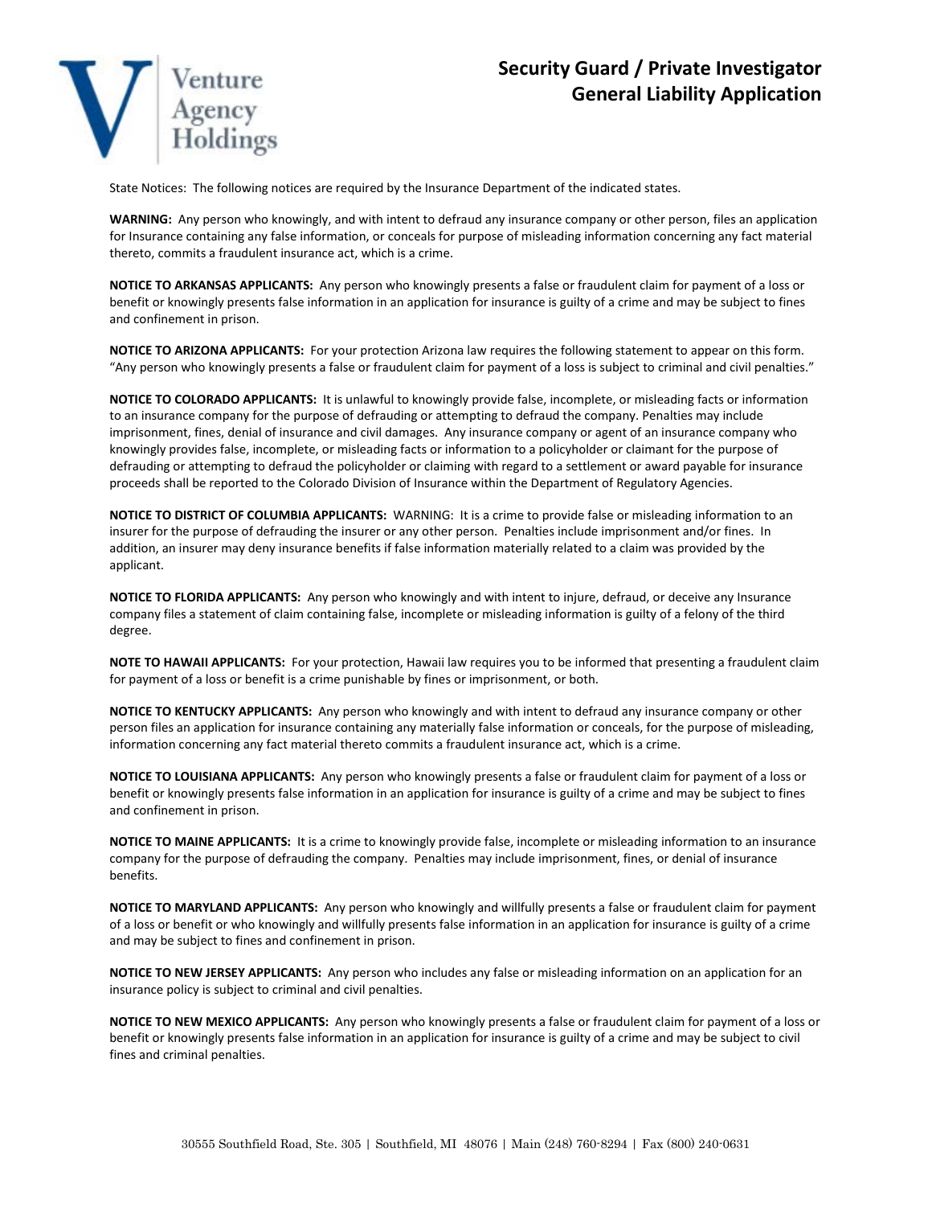# Security Guard / Private Investigator General Liability Application

State Notices: The following notices are required by the Insurance Department of the indicated states.

**WARNING:** Any person who knowingly, and with intent to defraud any insurance company or other person, files an application for Insurance containing any false information, or conceals for purpose of misleading information concerning any fact material thereto, commits a fraudulent insurance act, which is a crime.

**NOTICE TO ARKANSAS APPLICANTS:** Any person who knowingly presents a false or fraudulent claim for payment of a loss or benefit or knowingly presents false information in an application for insurance is guilty of a crime and may be subject to fines and confinement in prison.

**NOTICE TO ARIZONA APPLICANTS:** For your protection Arizona law requires the following statement to appear on this form. "Any person who knowingly presents a false or fraudulent claim for payment of a loss is subject to criminal and civil penalties."

**NOTICE TO COLORADO APPLICANTS:** It is unlawful to knowingly provide false, incomplete, or misleading facts or information to an insurance company for the purpose of defrauding or attempting to defraud the company. Penalties may include imprisonment, fines, denial of insurance and civil damages. Any insurance company or agent of an insurance company who knowingly provides false, incomplete, or misleading facts or information to a policyholder or claimant for the purpose of defrauding or attempting to defraud the policyholder or claiming with regard to a settlement or award payable for insurance proceeds shall be reported to the Colorado Division of Insurance within the Department of Regulatory Agencies.

**NOTICE TO DISTRICT OF COLUMBIA APPLICANTS:** WARNING: It is a crime to provide false or misleading information to an insurer for the purpose of defrauding the insurer or any other person. Penalties include imprisonment and/or fines. In addition, an insurer may deny insurance benefits if false information materially related to a claim was provided by the applicant.

**NOTICE TO FLORIDA APPLICANTS:** Any person who knowingly and with intent to injure, defraud, or deceive any Insurance company files a statement of claim containing false, incomplete or misleading information is guilty of a felony of the third degree.

**NOTE TO HAWAII APPLICANTS:** For your protection, Hawaii law requires you to be informed that presenting a fraudulent claim for payment of a loss or benefit is a crime punishable by fines or imprisonment, or both.

**NOTICE TO KENTUCKY APPLICANTS:** Any person who knowingly and with intent to defraud any insurance company or other person files an application for insurance containing any materially false information or conceals, for the purpose of misleading, information concerning any fact material thereto commits a fraudulent insurance act, which is a crime.

**NOTICE TO LOUISIANA APPLICANTS:** Any person who knowingly presents a false or fraudulent claim for payment of a loss or benefit or knowingly presents false information in an application for insurance is guilty of a crime and may be subject to fines and confinement in prison.

**NOTICE TO MAINE APPLICANTS:** It is a crime to knowingly provide false, incomplete or misleading information to an insurance company for the purpose of defrauding the company. Penalties may include imprisonment, fines, or denial of insurance benefits.

**NOTICE TO MARYLAND APPLICANTS:** Any person who knowingly and willfully presents a false or fraudulent claim for payment of a loss or benefit or who knowingly and willfully presents false information in an application for insurance is guilty of a crime and may be subject to fines and confinement in prison.

**NOTICE TO NEW JERSEY APPLICANTS:** Any person who includes any false or misleading information on an application for an insurance policy is subject to criminal and civil penalties.

**NOTICE TO NEW MEXICO APPLICANTS:** Any person who knowingly presents a false or fraudulent claim for payment of a loss or benefit or knowingly presents false information in an application for insurance is guilty of a crime and may be subject to civil fines and criminal penalties.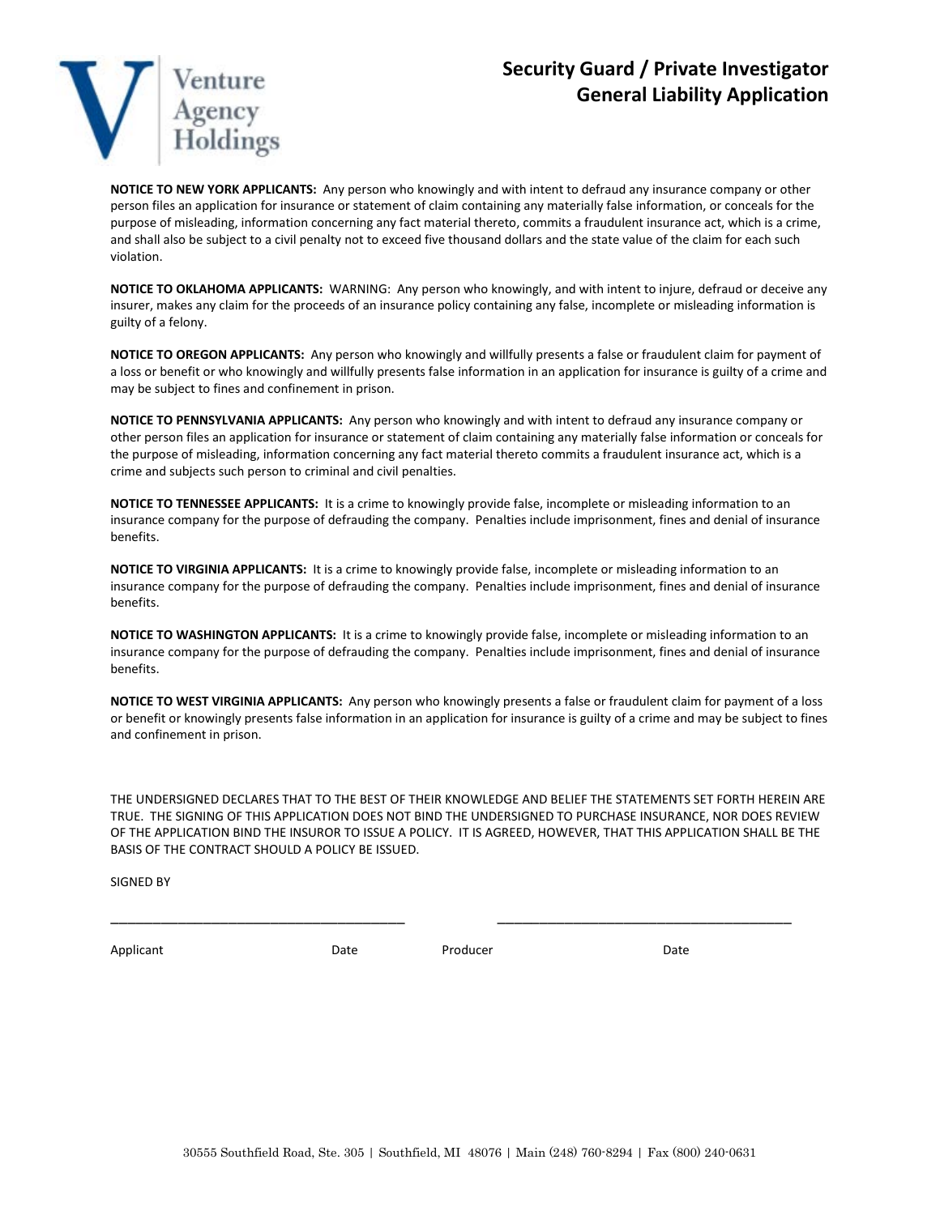# Security Guard / Private Investigator General Liability Application

Venture Agency Holdings

**NOTICE TO NEW YORK APPLICANTS:** Any person who knowingly and with intent to defraud any insurance company or other person files an application for insurance or statement of claim containing any materially false information, or conceals for the purpose of misleading, information concerning any fact material thereto, commits a fraudulent insurance act, which is a crime, and shall also be subject to a civil penalty not to exceed five thousand dollars and the state value of the claim for each such violation.

**NOTICE TO OKLAHOMA APPLICANTS:** WARNING: Any person who knowingly, and with intent to injure, defraud or deceive any insurer, makes any claim for the proceeds of an insurance policy containing any false, incomplete or misleading information is guilty of a felony.

**NOTICE TO OREGON APPLICANTS:** Any person who knowingly and willfully presents a false or fraudulent claim for payment of a loss or benefit or who knowingly and willfully presents false information in an application for insurance is guilty of a crime and may be subject to fines and confinement in prison.

**NOTICE TO PENNSYLVANIA APPLICANTS:** Any person who knowingly and with intent to defraud any insurance company or other person files an application for insurance or statement of claim containing any materially false information or conceals for the purpose of misleading, information concerning any fact material thereto commits a fraudulent insurance act, which is a crime and subjects such person to criminal and civil penalties.

**NOTICE TO TENNESSEE APPLICANTS:** It is a crime to knowingly provide false, incomplete or misleading information to an insurance company for the purpose of defrauding the company. Penalties include imprisonment, fines and denial of insurance benefits.

**NOTICE TO VIRGINIA APPLICANTS:** It is a crime to knowingly provide false, incomplete or misleading information to an insurance company for the purpose of defrauding the company. Penalties include imprisonment, fines and denial of insurance benefits.

**NOTICE TO WASHINGTON APPLICANTS:** It is a crime to knowingly provide false, incomplete or misleading information to an insurance company for the purpose of defrauding the company. Penalties include imprisonment, fines and denial of insurance benefits.

**NOTICE TO WEST VIRGINIA APPLICANTS:** Any person who knowingly presents a false or fraudulent claim for payment of a loss or benefit or knowingly presents false information in an application for insurance is guilty of a crime and may be subject to fines and confinement in prison.

THE UNDERSIGNED DECLARES THAT TO THE BEST OF THEIR KNOWLEDGE AND BELIEF THE STATEMENTS SET FORTH HEREIN ARE TRUE. THE SIGNING OF THIS APPLICATION DOES NOT BIND THE UNDERSIGNED TO PURCHASE INSURANCE, NOR DOES REVIEW OF THE APPLICATION BIND THE INSUROR TO ISSUE A POLICY. IT IS AGREED, HOWEVER, THAT THIS APPLICATION SHALL BE THE BASIS OF THE CONTRACT SHOULD A POLICY BE ISSUED.

SIGNED BY

_____________________________________ _____________________________________

Applicant Date Producer Date

30555 Southfield Road, Ste. 305 | Southfield, MI 48076 | Main (248) 760-8294 | Fax (800) 240-0631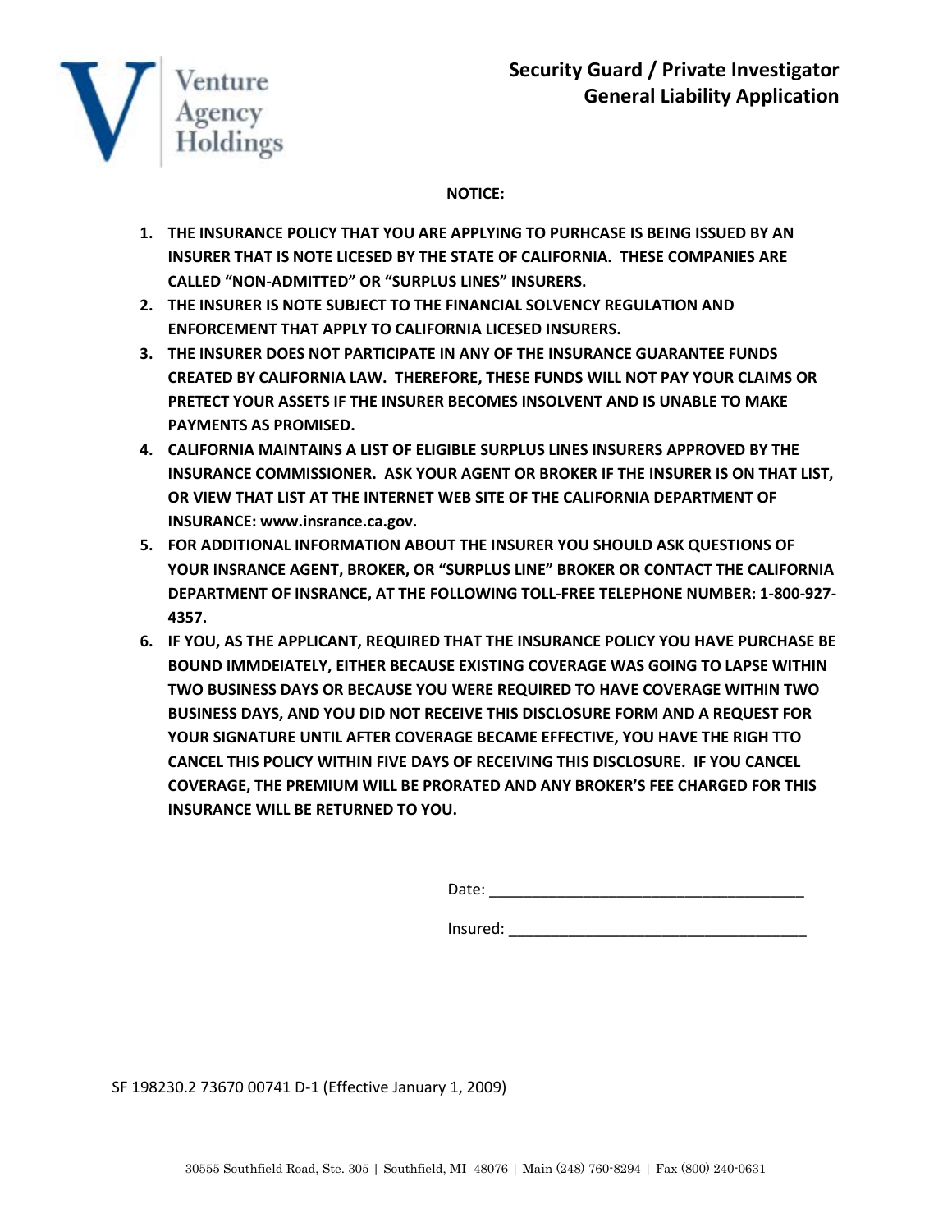Venture Agency Holdings

# Security Guard / Private Investigator General Liability Application

**NOTICE:**

1. **THE INSURANCE POLICY THAT YOU ARE APPLYING TO PURHCASE IS BEING ISSUED BY AN INSURER THAT IS NOTE LICESED BY THE STATE OF CALIFORNIA. THESE COMPANIES ARE CALLED "NON-ADMITTED" OR "SURPLUS LINES" INSURERS.**
2. **THE INSURER IS NOTE SUBJECT TO THE FINANCIAL SOLVENCY REGULATION AND ENFORCEMENT THAT APPLY TO CALIFORNIA LICESED INSURERS.**
3. **THE INSURER DOES NOT PARTICIPATE IN ANY OF THE INSURANCE GUARANTEE FUNDS CREATED BY CALIFORNIA LAW. THEREFORE, THESE FUNDS WILL NOT PAY YOUR CLAIMS OR PRETECT YOUR ASSETS IF THE INSURER BECOMES INSOLVENT AND IS UNABLE TO MAKE PAYMENTS AS PROMISED.**
4. **CALIFORNIA MAINTAINS A LIST OF ELIGIBLE SURPLUS LINES INSURERS APPROVED BY THE INSURANCE COMMISSIONER. ASK YOUR AGENT OR BROKER IF THE INSURER IS ON THAT LIST, OR VIEW THAT LIST AT THE INTERNET WEB SITE OF THE CALIFORNIA DEPARTMENT OF INSURANCE: www.insrance.ca.gov.**
5. **FOR ADDITIONAL INFORMATION ABOUT THE INSURER YOU SHOULD ASK QUESTIONS OF YOUR INSRANCE AGENT, BROKER, OR "SURPLUS LINE" BROKER OR CONTACT THE CALIFORNIA DEPARTMENT OF INSRANCE, AT THE FOLLOWING TOLL-FREE TELEPHONE NUMBER: 1-800-927-4357.**
6. **IF YOU, AS THE APPLICANT, REQUIRED THAT THE INSURANCE POLICY YOU HAVE PURCHASE BE BOUND IMMDEIATELY, EITHER BECAUSE EXISTING COVERAGE WAS GOING TO LAPSE WITHIN TWO BUSINESS DAYS OR BECAUSE YOU WERE REQUIRED TO HAVE COVERAGE WITHIN TWO BUSINESS DAYS, AND YOU DID NOT RECEIVE THIS DISCLOSURE FORM AND A REQUEST FOR YOUR SIGNATURE UNTIL AFTER COVERAGE BECAME EFFECTIVE, YOU HAVE THE RIGH TTO CANCEL THIS POLICY WITHIN FIVE DAYS OF RECEIVING THIS DISCLOSURE. IF YOU CANCEL COVERAGE, THE PREMIUM WILL BE PRORATED AND ANY BROKER'S FEE CHARGED FOR THIS INSURANCE WILL BE RETURNED TO YOU.**

Date: ____________________________________

Insured: __________________________________

SF 198230.2 73670 00741 D-1 (Effective January 1, 2009)

30555 Southfield Road, Ste. 305 | Southfield, MI 48076 | Main (248) 760-8294 | Fax (800) 240-0631